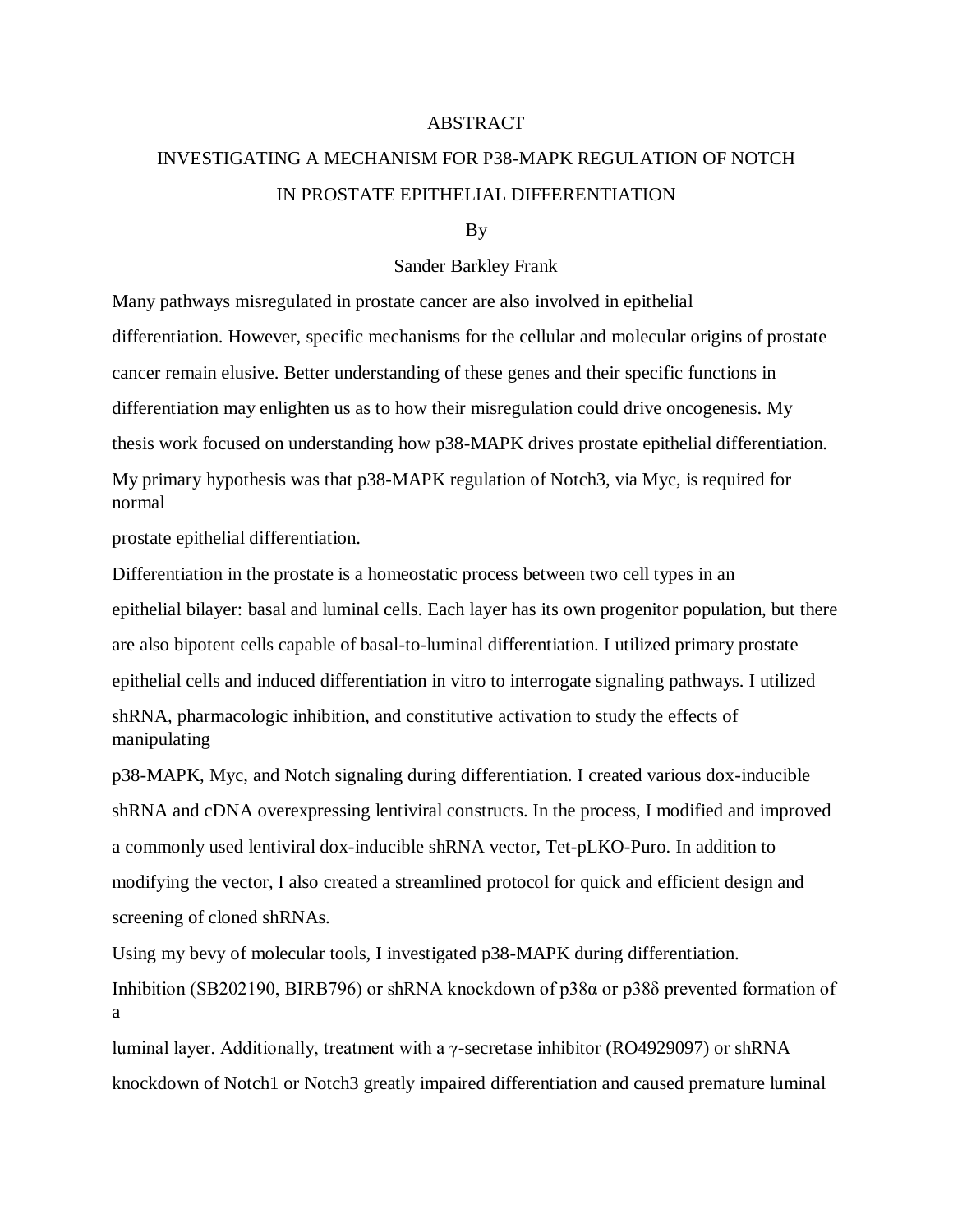# ABSTRACT

## INVESTIGATING A MECHANISM FOR P38-MAPK REGULATION OF NOTCH IN PROSTATE EPITHELIAL DIFFERENTIATION

By

Sander Barkley Frank

Many pathways misregulated in prostate cancer are also involved in epithelial differentiation. However, specific mechanisms for the cellular and molecular origins of prostate cancer remain elusive. Better understanding of these genes and their specific functions in differentiation may enlighten us as to how their misregulation could drive oncogenesis. My thesis work focused on understanding how p38-MAPK drives prostate epithelial differentiation. My primary hypothesis was that p38-MAPK regulation of Notch3, via Myc, is required for normal prostate epithelial differentiation.

Differentiation in the prostate is a homeostatic process between two cell types in an epithelial bilayer: basal and luminal cells. Each layer has its own progenitor population, but there are also bipotent cells capable of basal-to-luminal differentiation. I utilized primary prostate epithelial cells and induced differentiation in vitro to interrogate signaling pathways. I utilized shRNA, pharmacologic inhibition, and constitutive activation to study the effects of manipulating p38-MAPK, Myc, and Notch signaling during differentiation. I created various dox-inducible shRNA and cDNA overexpressing lentiviral constructs. In the process, I modified and improved a commonly used lentiviral dox-inducible shRNA vector, Tet-pLKO-Puro. In addition to modifying the vector, I also created a streamlined protocol for quick and efficient design and screening of cloned shRNAs.

Using my bevy of molecular tools, I investigated p38-MAPK during differentiation. Inhibition (SB202190, BIRB796) or shRNA knockdown of p38α or p38δ prevented formation of a luminal layer. Additionally, treatment with a γ-secretase inhibitor (RO4929097) or shRNA knockdown of Notch1 or Notch3 greatly impaired differentiation and caused premature luminal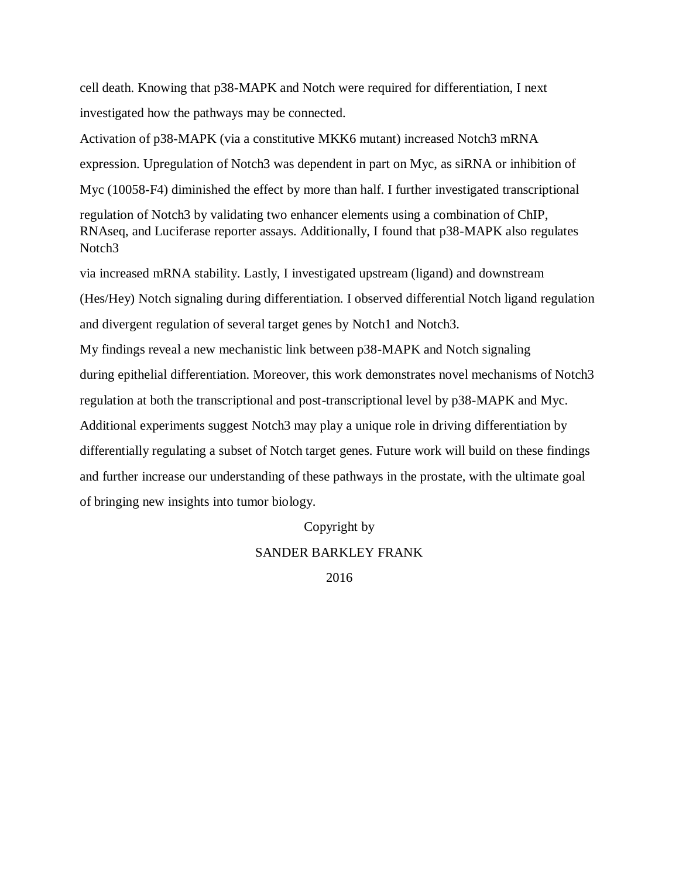cell death. Knowing that p38-MAPK and Notch were required for differentiation, I next investigated how the pathways may be connected.

Activation of p38-MAPK (via a constitutive MKK6 mutant) increased Notch3 mRNA expression. Upregulation of Notch3 was dependent in part on Myc, as siRNA or inhibition of Myc (10058-F4) diminished the effect by more than half. I further investigated transcriptional regulation of Notch3 by validating two enhancer elements using a combination of ChIP, RNAseq, and Luciferase reporter assays. Additionally, I found that p38-MAPK also regulates Notch3 via increased mRNA stability. Lastly, I investigated upstream (ligand) and downstream (Hes/Hey) Notch signaling during differentiation. I observed differential Notch ligand regulation and divergent regulation of several target genes by Notch1 and Notch3.

My findings reveal a new mechanistic link between p38-MAPK and Notch signaling during epithelial differentiation. Moreover, this work demonstrates novel mechanisms of Notch3 regulation at both the transcriptional and post-transcriptional level by p38-MAPK and Myc. Additional experiments suggest Notch3 may play a unique role in driving differentiation by differentially regulating a subset of Notch target genes. Future work will build on these findings and further increase our understanding of these pathways in the prostate, with the ultimate goal of bringing new insights into tumor biology.

Copyright by

SANDER BARKLEY FRANK

2016